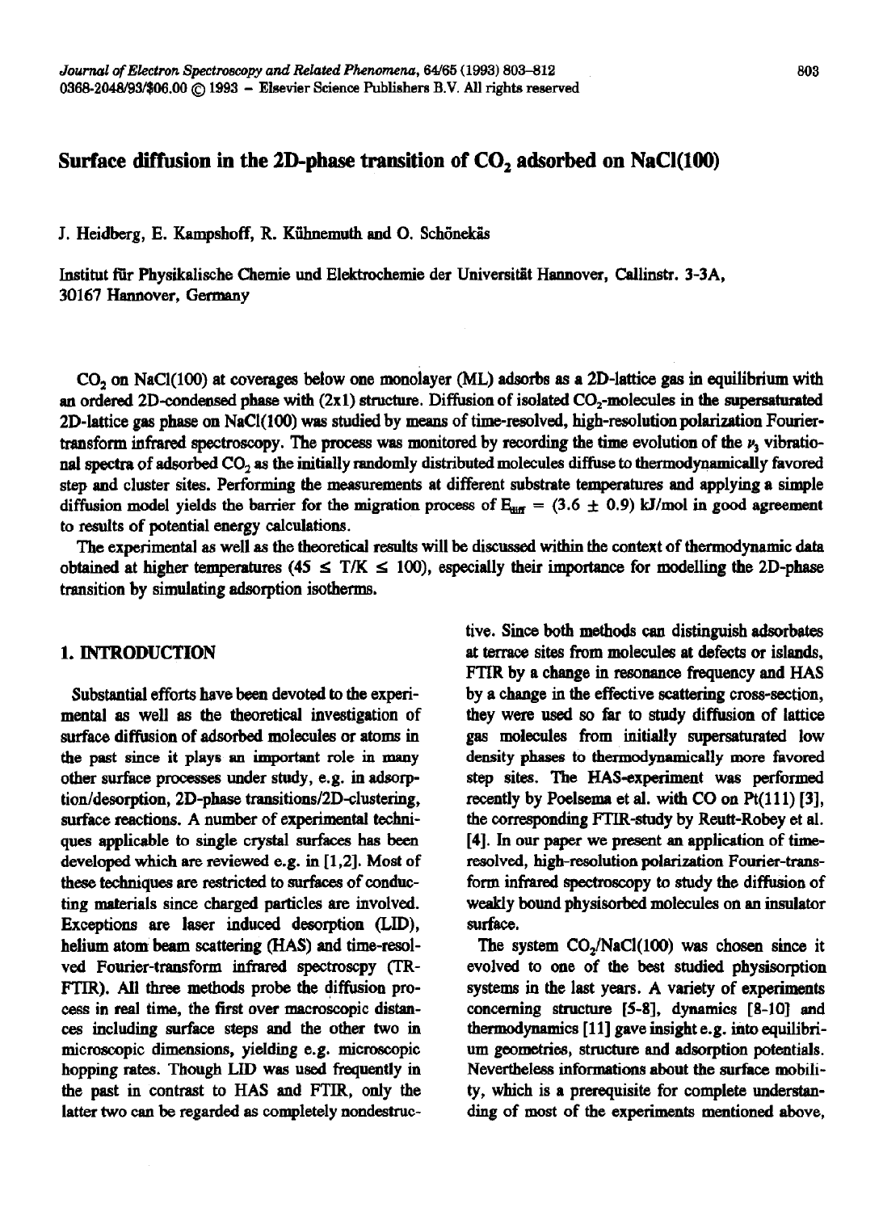# Surface diffusion in the 2D-phase transition of $CO_2$ adsorbed on NaCl(100)

J. Heidberg, E. Kampshoff, R. Kühnemuth and O. Schönekäs

Institut für Physikalische Chemie und Elektrochemie der Universität Hannover, Callinstr. 3-3A, 30167 Hannover, Germany

$CO_2$ on NaCl(100) at coverages below one monolayer (ML) adsorbs as a 2D-lattice gas in equilibrium with an ordered 2D-condensed phase with (2x1) structure. Diffusion of isolated $CO_2$-molecules in the supersaturated 2D-lattice gas phase on NaCl(100) was studied by means of time-resolved, high-resolution polarization Fourier-transform infrared spectroscopy. The process was monitored by recording the time evolution of the $\nu_3$ vibrational spectra of adsorbed $CO_2$ as the initially randomly distributed molecules diffuse to thermodynamically favored step and cluster sites. Performing the measurements at different substrate temperatures and applying a simple diffusion model yields the barrier for the migration process of $E_{diff} = (3.6 \pm 0.9)$ kJ/mol in good agreement to results of potential energy calculations.

The experimental as well as the theoretical results will be discussed within the context of thermodynamic data obtained at higher temperatures ($45 \leq T/K \leq 100$), especially their importance for modelling the 2D-phase transition by simulating adsorption isotherms.

## 1. INTRODUCTION

Substantial efforts have been devoted to the experimental as well as the theoretical investigation of surface diffusion of adsorbed molecules or atoms in the past since it plays an important role in many other surface processes under study, e.g. in adsorption/desorption, 2D-phase transitions/2D-clustering, surface reactions. A number of experimental techniques applicable to single crystal surfaces has been developed which are reviewed e.g. in [1,2]. Most of these techniques are restricted to surfaces of conducting materials since charged particles are involved. Exceptions are laser induced desorption (LID), helium atom beam scattering (HAS) and time-resolved Fourier-transform infrared spectroscpy (TR-FTIR). All three methods probe the diffusion process in real time, the first over macroscopic distances including surface steps and the other two in microscopic dimensions, yielding e.g. microscopic hopping rates. Though LID was used frequently in the past in contrast to HAS and FTIR, only the latter two can be regarded as completely nondestructive. Since both methods can distinguish adsorbates at terrace sites from molecules at defects or islands, FTIR by a change in resonance frequency and HAS by a change in the effective scattering cross-section, they were used so far to study diffusion of lattice gas molecules from initially supersaturated low density phases to thermodynamically more favored step sites. The HAS-experiment was performed recently by Poelsema et al. with CO on Pt(111) [3], the corresponding FTIR-study by Reutt-Robey et al. [4]. In our paper we present an application of time-resolved, high-resolution polarization Fourier-transform infrared spectroscopy to study the diffusion of weakly bound physisorbed molecules on an insulator surface.

The system $CO_2$/NaCl(100) was chosen since it evolved to one of the best studied physisorption systems in the last years. A variety of experiments concerning structure [5-8], dynamics [8-10] and thermodynamics [11] gave insight e.g. into equilibrium geometries, structure and adsorption potentials. Nevertheless informations about the surface mobility, which is a prerequisite for complete understanding of most of the experiments mentioned above,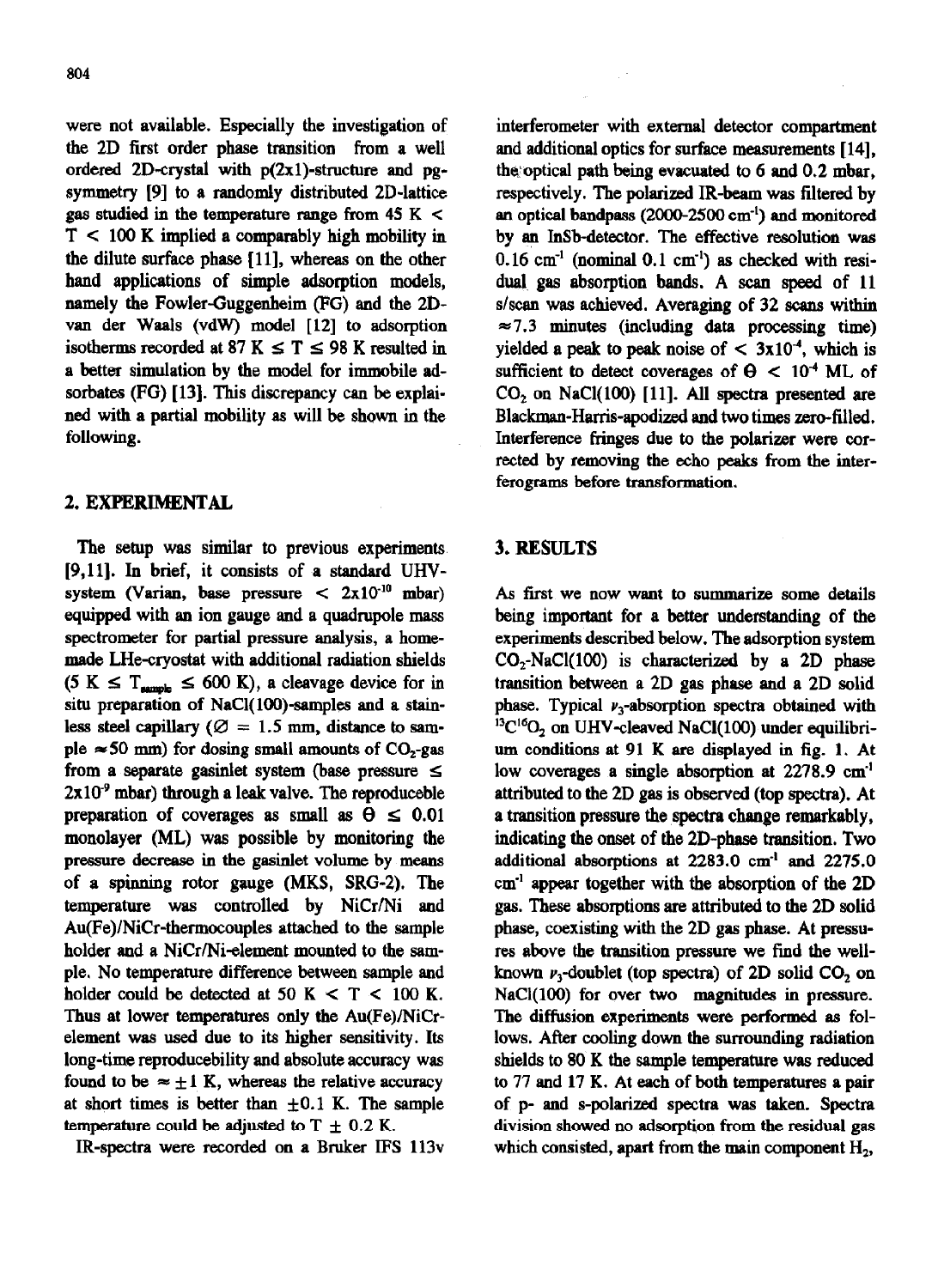were not available. Especially the investigation of the 2D first order phase transition from a well ordered 2D-crystal with p(2x1)-structure and pg-symmetry [9] to a randomly distributed 2D-lattice gas studied in the temperature range from 45 K < T < 100 K implied a comparably high mobility in the dilute surface phase [11], whereas on the other hand applications of simple adsorption models, namely the Fowler-Guggenheim (FG) and the 2D-van der Waals (vdW) model [12] to adsorption isotherms recorded at 87 K ≤ T ≤ 98 K resulted in a better simulation by the model for immobile adsorbates (FG) [13]. This discrepancy can be explained with a partial mobility as will be shown in the following.

## 2. EXPERIMENTAL

The setup was similar to previous experiments [9,11]. In brief, it consists of a standard UHV-system (Varian, base pressure < $2x10^{-10}$ mbar) equipped with an ion gauge and a quadrupole mass spectrometer for partial pressure analysis, a homemade LHe-cryostat with additional radiation shields (5 K ≤ $T_{sample}$ ≤ 600 K), a cleavage device for in situ preparation of NaCl(100)-samples and a stainless steel capillary (Ø = 1.5 mm, distance to sample ≈50 mm) for dosing small amounts of $CO_2$-gas from a separate gasinlet system (base pressure ≤ $2x10^{-9}$ mbar) through a leak valve. The reproduceble preparation of coverages as small as Θ ≤ 0.01 monolayer (ML) was possible by monitoring the pressure decrease in the gasinlet volume by means of a spinning rotor gauge (MKS, SRG-2). The temperature was controlled by NiCr/Ni and Au(Fe)/NiCr-thermocouples attached to the sample holder and a NiCr/Ni-element mounted to the sample. No temperature difference between sample and holder could be detected at 50 K < T < 100 K. Thus at lower temperatures only the Au(Fe)/NiCr-element was used due to its higher sensitivity. Its long-time reproducebility and absolute accuracy was found to be ≈ ±1 K, whereas the relative accuracy at short times is better than ±0.1 K. The sample temperature could be adjusted to T ± 0.2 K.

IR-spectra were recorded on a Bruker IFS 113v interferometer with external detector compartment and additional optics for surface measurements [14], the optical path being evacuated to 6 and 0.2 mbar, respectively. The polarized IR-beam was filtered by an optical bandpass (2000-2500 $cm^{-1}$) and monitored by an InSb-detector. The effective resolution was 0.16 $cm^{-1}$ (nominal 0.1 $cm^{-1}$) as checked with residual gas absorption bands. A scan speed of 11 s/scan was achieved. Averaging of 32 scans within ≈7.3 minutes (including data processing time) yielded a peak to peak noise of < $3x10^{-4}$, which is sufficient to detect coverages of Θ < $10^{-4}$ ML of $CO_2$ on NaCl(100) [11]. All spectra presented are Blackman-Harris-apodized and two times zero-filled. Interference fringes due to the polarizer were corrected by removing the echo peaks from the interferograms before transformation.

## 3. RESULTS

As first we now want to summarize some details being important for a better understanding of the experiments described below. The adsorption system $CO_2$-NaCl(100) is characterized by a 2D phase transition between a 2D gas phase and a 2D solid phase. Typical $\nu_3$-absorption spectra obtained with $^{13}C^{16}O_2$ on UHV-cleaved NaCl(100) under equilibrium conditions at 91 K are displayed in fig. 1. At low coverages a single absorption at 2278.9 $cm^{-1}$ attributed to the 2D gas is observed (top spectra). At a transition pressure the spectra change remarkably, indicating the onset of the 2D-phase transition. Two additional absorptions at 2283.0 $cm^{-1}$ and 2275.0 $cm^{-1}$ appear together with the absorption of the 2D gas. These absorptions are attributed to the 2D solid phase, coexisting with the 2D gas phase. At pressures above the transition pressure we find the well-known $\nu_3$-doublet (top spectra) of 2D solid $CO_2$ on NaCl(100) for over two magnitudes in pressure. The diffusion experiments were performed as follows. After cooling down the surrounding radiation shields to 80 K the sample temperature was reduced to 77 and 17 K. At each of both temperatures a pair of p- and s-polarized spectra was taken. Spectra division showed no adsorption from the residual gas which consisted, apart from the main component $H_2$,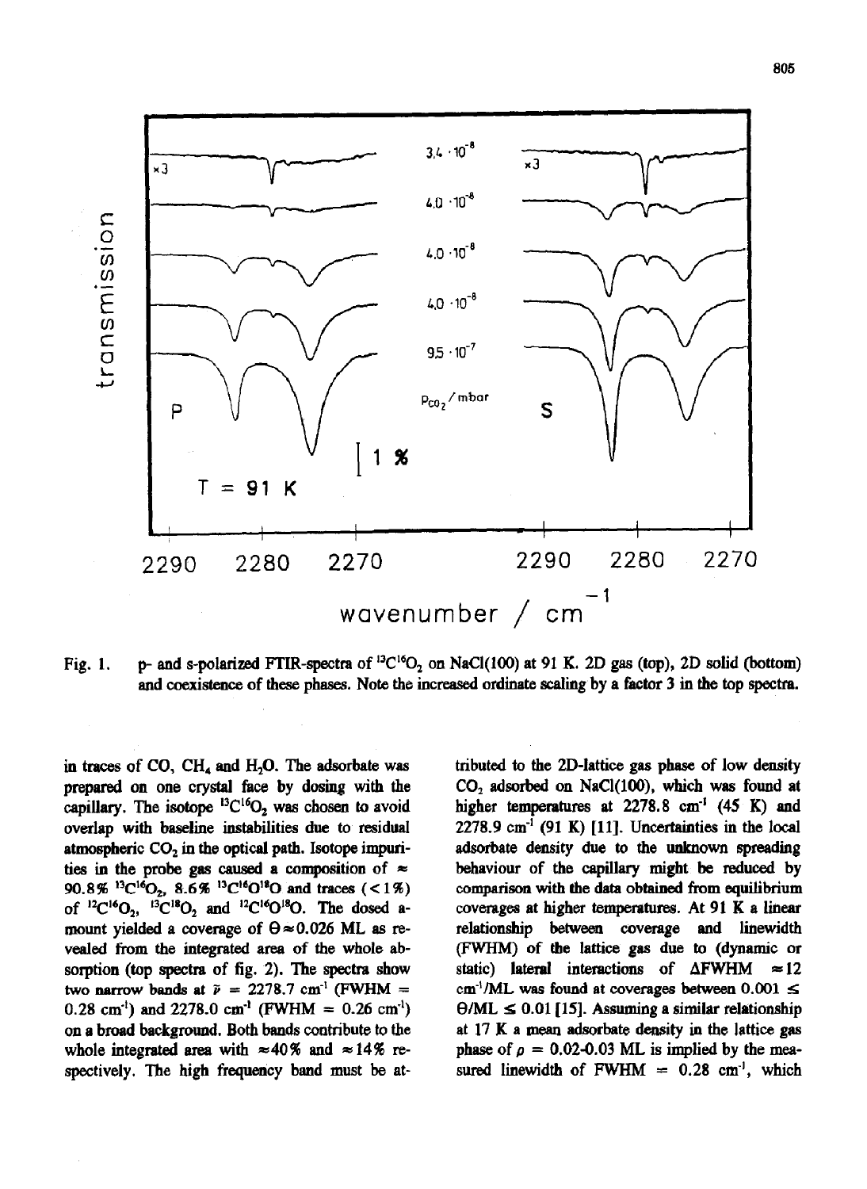Fig. 1. p- and s-polarized FTIR-spectra of $^{13}C^{16}O_2$ on NaCl(100) at 91 K. 2D gas (top), 2D solid (bottom) and coexistence of these phases. Note the increased ordinate scaling by a factor 3 in the top spectra.

in traces of CO, $CH_4$ and $H_2O$. The adsorbate was prepared on one crystal face by dosing with the capillary. The isotope $^{13}C^{16}O_2$ was chosen to avoid overlap with baseline instabilities due to residual atmospheric $CO_2$ in the optical path. Isotope impurities in the probe gas caused a composition of ≈ 90.8% $^{13}C^{16}O_2$, 8.6% $^{13}C^{16}O^{18}O$ and traces (<1%) of $^{12}C^{16}O_2$, $^{13}C^{18}O_2$ and $^{12}C^{16}O^{18}O$. The dosed amount yielded a coverage of $\Theta \approx 0.026$ ML as revealed from the integrated area of the whole absorption (top spectra of fig. 2). The spectra show two narrow bands at $\tilde{\nu}$ = 2278.7 $cm^{-1}$ (FWHM = 0.28 $cm^{-1}$) and 2278.0 $cm^{-1}$ (FWHM = 0.26 $cm^{-1}$) on a broad background. Both bands contribute to the whole integrated area with ≈40% and ≈14% respectively. The high frequency band must be attributed to the 2D-lattice gas phase of low density $CO_2$ adsorbed on NaCl(100), which was found at higher temperatures at 2278.8 $cm^{-1}$ (45 K) and 2278.9 $cm^{-1}$ (91 K) [11]. Uncertainties in the local adsorbate density due to the unknown spreading behaviour of the capillary might be reduced by comparison with the data obtained from equilibrium coverages at higher temperatures. At 91 K a linear relationship between coverage and linewidth (FWHM) of the lattice gas due to (dynamic or static) lateral interactions of ΔFWHM ≈12 $cm^{-1}$/ML was found at coverages between $0.001 \leq \Theta/ML \leq 0.01$ [15]. Assuming a similar relationship at 17 K a mean adsorbate density in the lattice gas phase of $\rho$ = 0.02-0.03 ML is implied by the measured linewidth of FWHM = 0.28 $cm^{-1}$, which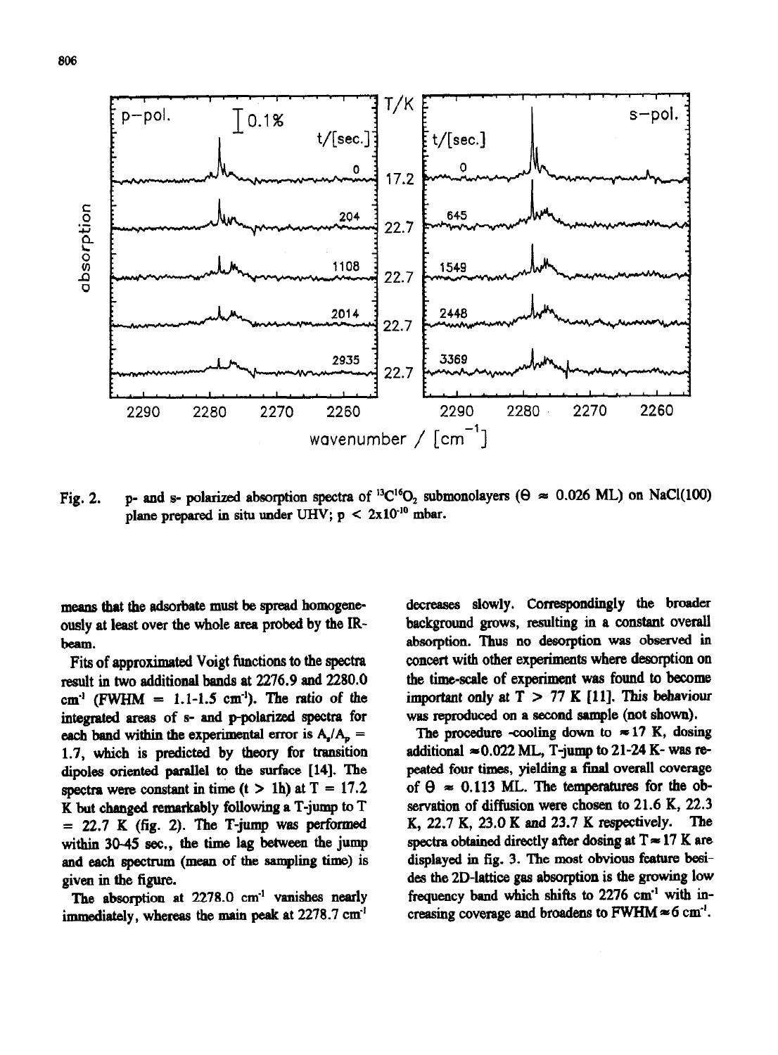Fig. 2. p- and s- polarized absorption spectra of $^{13}C^{16}O_2$ submonolayers ($\Theta \approx 0.026$ ML) on NaCl(100) plane prepared in situ under UHV; $p < 2x10^{-10}$ mbar.

means that the adsorbate must be spread homogeneously at least over the whole area probed by the IR-beam.

Fits of approximated Voigt functions to the spectra result in two additional bands at 2276.9 and 2280.0 $cm^{-1}$ (FWHM = 1.1-1.5 $cm^{-1}$). The ratio of the integrated areas of s- and p-polarized spectra for each band within the experimental error is $A_s/A_p$ = 1.7, which is predicted by theory for transition dipoles oriented parallel to the surface [14]. The spectra were constant in time (t > 1h) at T = 17.2 K but changed remarkably following a T-jump to T = 22.7 K (fig. 2). The T-jump was performed within 30-45 sec., the time lag between the jump and each spectrum (mean of the sampling time) is given in the figure.

The absorption at 2278.0 $cm^{-1}$ vanishes nearly immediately, whereas the main peak at 2278.7 $cm^{-1}$ decreases slowly. Correspondingly the broader background grows, resulting in a constant overall absorption. Thus no desorption was observed in concert with other experiments where desorption on the time-scale of experiment was found to become important only at T > 77 K [11]. This behaviour was reproduced on a second sample (not shown).

The procedure -cooling down to $\approx$17 K, dosing additional $\approx$0.022 ML, T-jump to 21-24 K- was repeated four times, yielding a final overall coverage of $\Theta \approx 0.113$ ML. The temperatures for the observation of diffusion were chosen to 21.6 K, 22.3 K, 22.7 K, 23.0 K and 23.7 K respectively. The spectra obtained directly after dosing at T$\approx$17 K are displayed in fig. 3. The most obvious feature besides the 2D-lattice gas absorption is the growing low frequency band which shifts to 2276 $cm^{-1}$ with increasing coverage and broadens to FWHM$\approx$6 $cm^{-1}$.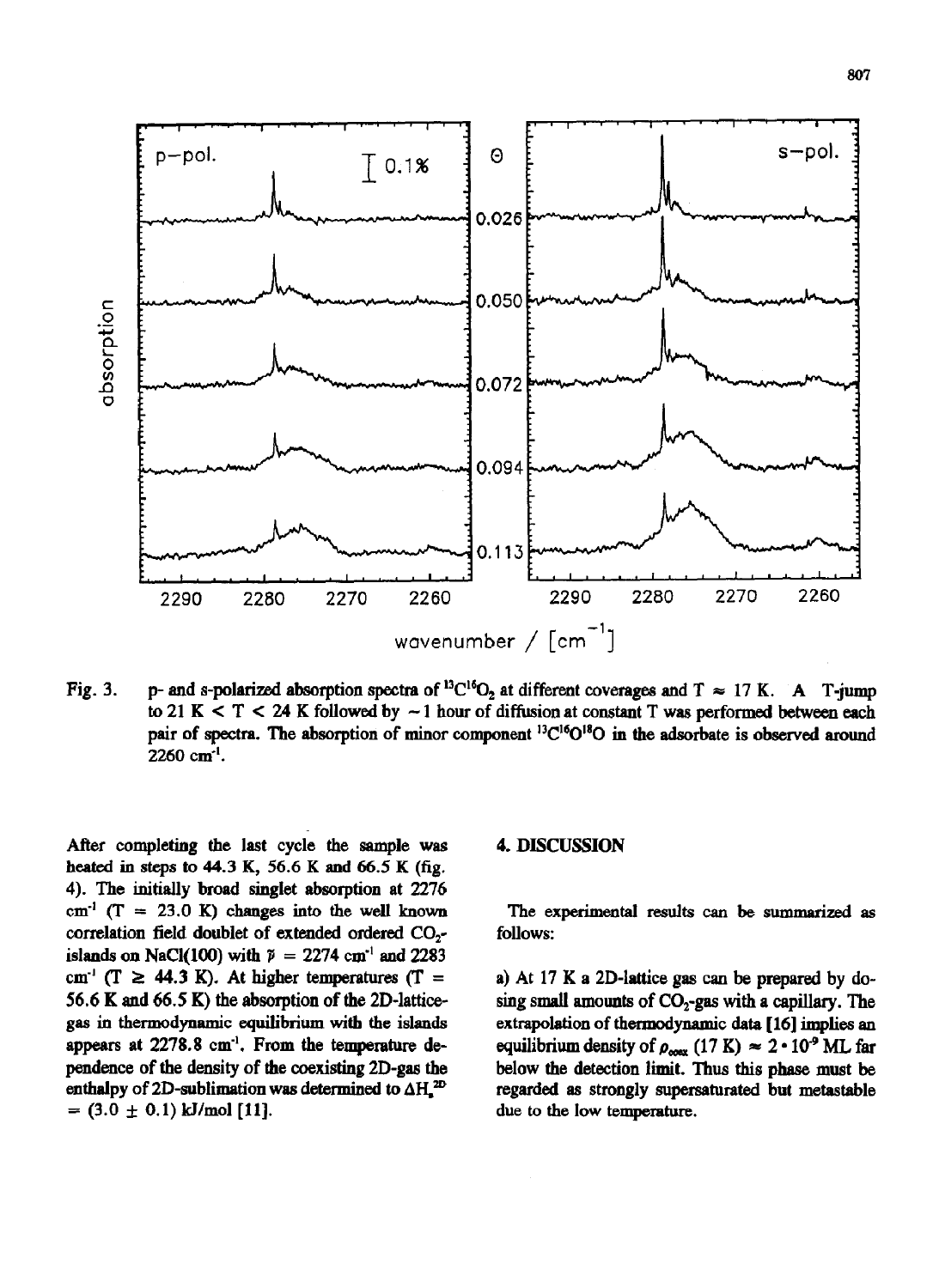Fig. 3. p- and s-polarized absorption spectra of $^{13}C^{16}O_2$ at different coverages and T ≈ 17 K. A T-jump to 21 K < T < 24 K followed by ~1 hour of diffusion at constant T was performed between each pair of spectra. The absorption of minor component $^{13}C^{16}O^{18}O$ in the adsorbate is observed around 2260 cm$^{-1}$.

After completing the last cycle the sample was heated in steps to 44.3 K, 56.6 K and 66.5 K (fig. 4). The initially broad singlet absorption at 2276 cm$^{-1}$ (T = 23.0 K) changes into the well known correlation field doublet of extended ordered $CO_2$-islands on NaCl(100) with $\tilde{\nu}$ = 2274 cm$^{-1}$ and 2283 cm$^{-1}$ (T ≥ 44.3 K). At higher temperatures (T = 56.6 K and 66.5 K) the absorption of the 2D-lattice-gas in thermodynamic equilibrium with the islands appears at 2278.8 cm$^{-1}$. From the temperature dependence of the density of the coexisting 2D-gas the enthalpy of 2D-sublimation was determined to $\Delta H_s^{2D}$ = (3.0 ± 0.1) kJ/mol [11].

## 4. DISCUSSION

The experimental results can be summarized as follows:

a) At 17 K a 2D-lattice gas can be prepared by dosing small amounts of $CO_2$-gas with a capillary. The extrapolation of thermodynamic data [16] implies an equilibrium density of $\rho_{coex}$ (17 K) ≈ $2 \cdot 10^{-9}$ ML far below the detection limit. Thus this phase must be regarded as strongly supersaturated but metastable due to the low temperature.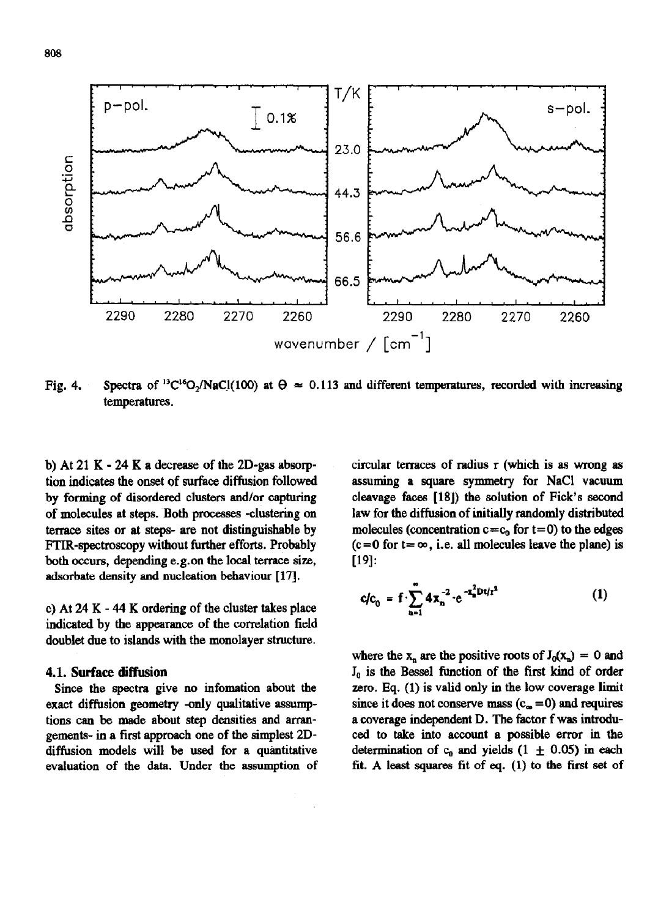Fig. 4. Spectra of $^{13}C^{16}O_2$/NaCl(100) at $\Theta \approx 0.113$ and different temperatures, recorded with increasing temperatures.

b) At 21 K - 24 K a decrease of the 2D-gas absorption indicates the onset of surface diffusion followed by forming of disordered clusters and/or capturing of molecules at steps. Both processes -clustering on terrace sites or at steps- are not distinguishable by FTIR-spectroscopy without further efforts. Probably both occurs, depending e.g. on the local terrace size, adsorbate density and nucleation behaviour [17].

c) At 24 K - 44 K ordering of the cluster takes place indicated by the appearance of the correlation field doublet due to islands with the monolayer structure.

### 4.1. Surface diffusion

Since the spectra give no infomation about the exact diffusion geometry -only qualitative assumptions can be made about step densities and arrangements- in a first approach one of the simplest 2D-diffusion models will be used for a quantitative evaluation of the data. Under the assumption of circular terraces of radius r (which is as wrong as assuming a square symmetry for NaCl vacuum cleavage faces [18]) the solution of Fick's second law for the diffusion of initially randomly distributed molecules (concentration $c = c_0$ for $t = 0$) to the edges ($c = 0$ for $t = \infty$, i.e. all molecules leave the plane) is [19]:

$$c/c_0 = f \cdot \sum_{n=1}^{\infty} 4x_n^{-2} \cdot e^{-x_n^2 Dt/r^2} \qquad (1)$$

where the $x_n$ are the positive roots of $J_0(x_n) = 0$ and $J_0$ is the Bessel function of the first kind of order zero. Eq. (1) is valid only in the low coverage limit since it does not conserve mass ($c_\infty = 0$) and requires a coverage independent D. The factor f was introduced to take into account a possible error in the determination of $c_0$ and yields ($1 \pm 0.05$) in each fit. A least squares fit of eq. (1) to the first set of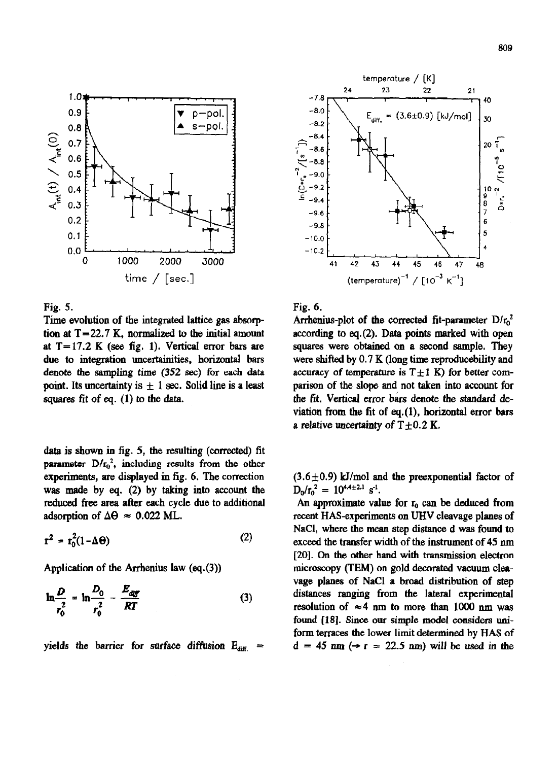Fig. 5.

Time evolution of the integrated lattice gas absorption at T=22.7 K, normalized to the initial amount at T=17.2 K (see fig. 1). Vertical error bars are due to integration uncertainities, horizontal bars denote the sampling time (352 sec) for each data point. Its uncertainty is ± 1 sec. Solid line is a least squares fit of eq. (1) to the data.

Fig. 6.

Arrhenius-plot of the corrected fit-parameter $D/r_0^2$ according to eq.(2). Data points marked with open squares were obtained on a second sample. They were shifted by 0.7 K (long time reproducebility and accuracy of temperature is T±1 K) for better comparison of the slope and not taken into account for the fit. Vertical error bars denote the standard deviation from the fit of eq.(1), horizontal error bars a relative uncertainty of T±0.2 K.

data is shown in fig. 5, the resulting (corrected) fit parameter $D/r_0^2$, including results from the other experiments, are displayed in fig. 6. The correction was made by eq. (2) by taking into account the reduced free area after each cycle due to additional adsorption of $\Delta\Theta \approx 0.022$ ML.

$$r^2 = r_0^2(1-\Delta\Theta) \tag{2}$$

Application of the Arrhenius law (eq.(3))

$$\ln\frac{D}{r_0^2} = \ln\frac{D_0}{r_0^2} - \frac{E_{diff}}{RT} \tag{3}$$

yields the barrier for surface diffusion $E_{diff.}$ = (3.6±0.9) kJ/mol and the preexponential factor of $D_0/r_0^2 = 10^{4.4\pm2.1}$ $s^{-1}$.

An approximate value for $r_0$ can be deduced from recent HAS-experiments on UHV cleavage planes of NaCl, where the mean step distance d was found to exceed the transfer width of the instrument of 45 nm [20]. On the other hand with transmission electron microscopy (TEM) on gold decorated vacuum cleavage planes of NaCl a broad distribution of step distances ranging from the lateral experimental resolution of ≈4 nm to more than 1000 nm was found [18]. Since our simple model considers uniform terraces the lower limit determined by HAS of d = 45 nm (→ r = 22.5 nm) will be used in the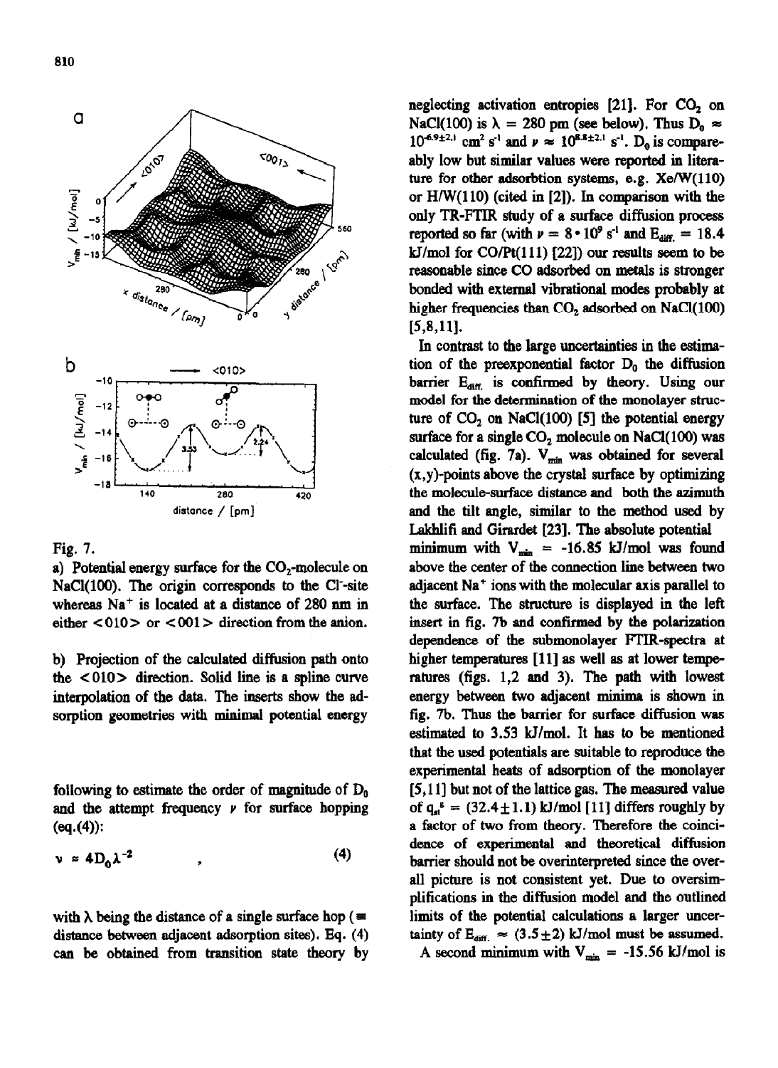Fig. 7.

a) Potential energy surface for the $CO_2$-molecule on NaCl(100). The origin corresponds to the $Cl^-$-site whereas $Na^+$ is located at a distance of 280 nm in either <010> or <001> direction from the anion.

b) Projection of the calculated diffusion path onto the <010> direction. Solid line is a spline curve interpolation of the data. The inserts show the adsorption geometries with minimal potential energy

following to estimate the order of magnitude of $D_0$ and the attempt frequency $\nu$ for surface hopping (eq.(4)):

$$\nu \approx 4 D_0 \lambda^{-2} \qquad , \qquad (4)$$

with $\lambda$ being the distance of a single surface hop (≡ distance between adjacent adsorption sites). Eq. (4) can be obtained from transition state theory by neglecting activation entropies [21]. For $CO_2$ on NaCl(100) is $\lambda$ = 280 pm (see below). Thus $D_0 \approx 10^{-6.9\pm2.1}$ cm$^2$ s$^{-1}$ and $\nu \approx 10^{8.8\pm2.1}$ s$^{-1}$. $D_0$ is compareably low but similar values were reported in literature for other adsorbtion systems, e.g. Xe/W(110) or H/W(110) (cited in [2]). In comparison with the only TR-FTIR study of a surface diffusion process reported so far (with $\nu = 8 \cdot 10^9$ s$^{-1}$ and $E_{diff.}$ = 18.4 kJ/mol for CO/Pt(111) [22]) our results seem to be reasonable since CO adsorbed on metals is stronger bonded with external vibrational modes probably at higher frequencies than $CO_2$ adsorbed on NaCl(100) [5,8,11].

In contrast to the large uncertainties in the estimation of the preexponential factor $D_0$ the diffusion barrier $E_{diff.}$ is confirmed by theory. Using our model for the determination of the monolayer structure of $CO_2$ on NaCl(100) [5] the potential energy surface for a single $CO_2$ molecule on NaCl(100) was calculated (fig. 7a). $V_{min}$ was obtained for several (x,y)-points above the crystal surface by optimizing the molecule-surface distance and both the azimuth and the tilt angle, similar to the method used by Lakhlifi and Girardet [23]. The absolute potential minimum with $V_{min}$ = -16.85 kJ/mol was found above the center of the connection line between two adjacent $Na^+$ ions with the molecular axis parallel to the surface. The structure is displayed in the left insert in fig. 7b and confirmed by the polarization dependence of the submonolayer FTIR-spectra at higher temperatures [11] as well as at lower temperatures (figs. 1,2 and 3). The path with lowest energy between two adjacent minima is shown in fig. 7b. Thus the barrier for surface diffusion was estimated to 3.53 kJ/mol. It has to be mentioned that the used potentials are suitable to reproduce the experimental heats of adsorption of the monolayer [5,11] but not of the lattice gas. The measured value of $q_{st}^g$ = (32.4±1.1) kJ/mol [11] differs roughly by a factor of two from theory. Therefore the coincidence of experimental and theoretical diffusion barrier should not be overinterpreted since the overall picture is not consistent yet. Due to oversimplifications in the diffusion model and the outlined limits of the potential calculations a larger uncertainty of $E_{diff.} \approx$ (3.5±2) kJ/mol must be assumed.

A second minimum with $V_{min}$ = -15.56 kJ/mol is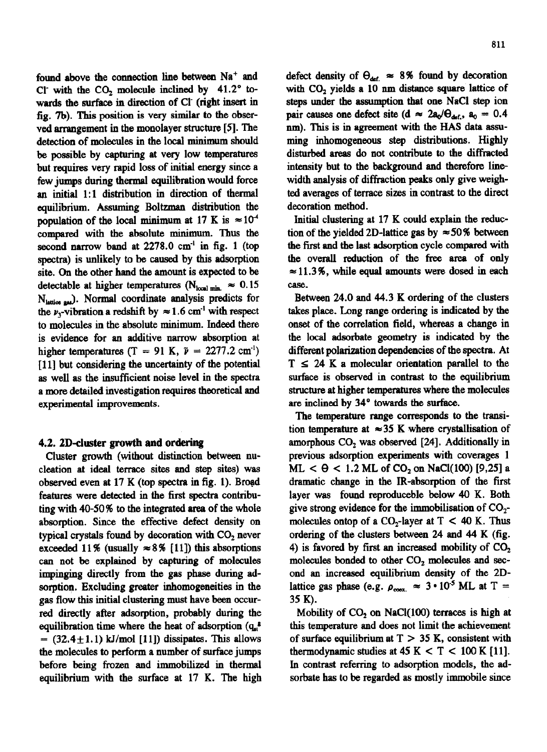found above the connection line between $Na^+$ and $Cl^-$ with the $CO_2$ molecule inclined by 41.2° towards the surface in direction of $Cl^-$ (right insert in fig. 7b). This position is very similar to the observed arrangement in the monolayer structure [5]. The detection of molecules in the local minimum should be possible by capturing at very low temperatures but requires very rapid loss of initial energy since a few jumps during thermal equilibration would force an initial 1:1 distribution in direction of thermal equilibrium. Assuming Boltzman distribution the population of the local minimum at 17 K is $\approx 10^{-4}$ compared with the absolute minimum. Thus the second narrow band at 2278.0 $cm^{-1}$ in fig. 1 (top spectra) is unlikely to be caused by this adsorption site. On the other hand the amount is expected to be detectable at higher temperatures ($N_{local\ min.} \approx 0.15\ N_{lattice\ gas}$). Normal coordinate analysis predicts for the $\nu_3$-vibration a redshift by $\approx 1.6$ $cm^{-1}$ with respect to molecules in the absolute minimum. Indeed there is evidence for an additive narrow absorption at higher temperatures (T = 91 K, $\tilde{\nu}$ = 2277.2 $cm^{-1}$) [11] but considering the uncertainty of the potential as well as the insufficient noise level in the spectra a more detailed investigation requires theoretical and experimental improvements.

### 4.2. 2D-cluster growth and ordering

Cluster growth (without distinction between nucleation at ideal terrace sites and step sites) was observed even at 17 K (top spectra in fig. 1). Broad features were detected in the first spectra contributing with 40-50% to the integrated area of the whole absorption. Since the effective defect density on typical crystals found by decoration with $CO_2$ never exceeded 11% (usually $\approx 8\%$ [11]) this absorptions can not be explained by capturing of molecules impinging directly from the gas phase during adsorption. Excluding greater inhomogeneities in the gas flow this initial clustering must have been occurred directly after adsorption, probably during the equilibration time where the heat of adsorption ($q_{st}^{g}$ = (32.4±1.1) kJ/mol [11]) dissipates. This allows the molecules to perform a number of surface jumps before being frozen and immobilized in thermal equilibrium with the surface at 17 K. The high defect density of $\Theta_{def.} \approx 8\%$ found by decoration with $CO_2$ yields a 10 nm distance square lattice of steps under the assumption that one NaCl step ion pair causes one defect site ($d \approx 2a_0/\Theta_{def.}$, $a_0$ = 0.4 nm). This is in agreement with the HAS data assuming inhomogeneous step distributions. Highly disturbed areas do not contribute to the diffracted intensity but to the background and therefore linewidth analysis of diffraction peaks only give weighted averages of terrace sizes in contrast to the direct decoration method.

Initial clustering at 17 K could explain the reduction of the yielded 2D-lattice gas by $\approx 50\%$ between the first and the last adsorption cycle compared with the overall reduction of the free area of only $\approx 11.3\%$, while equal amounts were dosed in each case.

Between 24.0 and 44.3 K ordering of the clusters takes place. Long range ordering is indicated by the onset of the correlation field, whereas a change in the local adsorbate geometry is indicated by the different polarization dependencies of the spectra. At $T \leq 24$ K a molecular orientation parallel to the surface is observed in contrast to the equilibrium structure at higher temperatures where the molecules are inclined by 34° towards the surface.

The temperature range corresponds to the transition temperature at $\approx 35$ K where crystallisation of amorphous $CO_2$ was observed [24]. Additionally in previous adsorption experiments with coverages 1 ML < $\Theta$ < 1.2 ML of $CO_2$ on NaCl(100) [9,25] a dramatic change in the IR-absorption of the first layer was found reproduceble below 40 K. Both give strong evidence for the immobilisation of $CO_2$-molecules ontop of a $CO_2$-layer at T < 40 K. Thus ordering of the clusters between 24 and 44 K (fig. 4) is favored by first an increased mobility of $CO_2$ molecules bonded to other $CO_2$ molecules and second an increased equilibrium density of the 2D-lattice gas phase (e.g. $\rho_{coex.} \approx 3 \cdot 10^{-5}$ ML at T = 35 K).

Mobility of $CO_2$ on NaCl(100) terraces is high at this temperature and does not limit the achievement of surface equilibrium at T > 35 K, consistent with thermodynamic studies at 45 K < T < 100 K [11]. In contrast referring to adsorption models, the adsorbate has to be regarded as mostly immobile since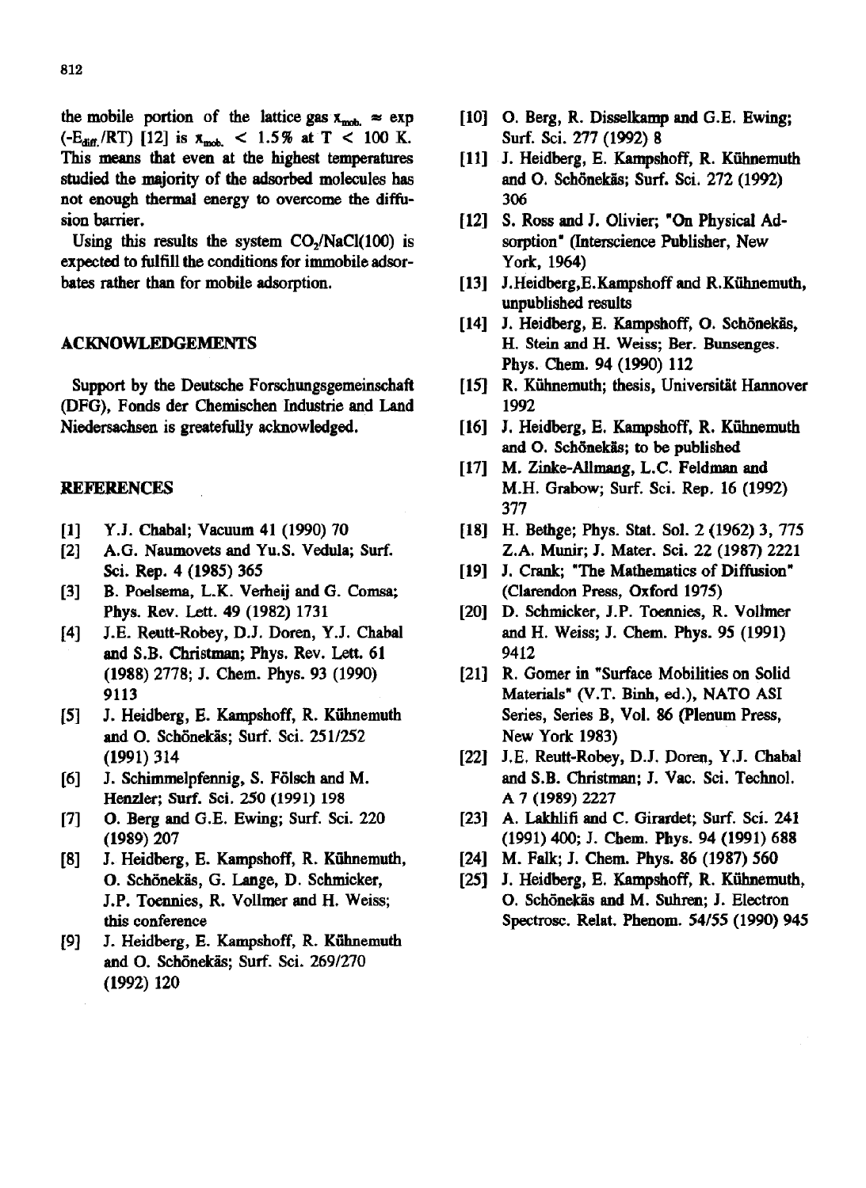the mobile portion of the lattice gas $x_{mob.} \approx \exp(-E_{diff.}/RT)$ [12] is $x_{mob.} < 1.5\%$ at $T < 100$ K. This means that even at the highest temperatures studied the majority of the adsorbed molecules has not enough thermal energy to overcome the diffusion barrier.

Using this results the system $CO_2$/NaCl(100) is expected to fulfill the conditions for immobile adsorbates rather than for mobile adsorption.

## ACKNOWLEDGEMENTS

Support by the Deutsche Forschungsgemeinschaft (DFG), Fonds der Chemischen Industrie and Land Niedersachsen is greatefully acknowledged.

## REFERENCES

[1] Y.J. Chabal; Vacuum 41 (1990) 70

[2] A.G. Naumovets and Yu.S. Vedula; Surf. Sci. Rep. 4 (1985) 365

[3] B. Poelsema, L.K. Verheij and G. Comsa; Phys. Rev. Lett. 49 (1982) 1731

[4] J.E. Reutt-Robey, D.J. Doren, Y.J. Chabal and S.B. Christman; Phys. Rev. Lett. 61 (1988) 2778; J. Chem. Phys. 93 (1990) 9113

[5] J. Heidberg, E. Kampshoff, R. Kühnemuth and O. Schönekäs; Surf. Sci. 251/252 (1991) 314

[6] J. Schimmelpfennig, S. Fölsch and M. Henzler; Surf. Sci. 250 (1991) 198

[7] O. Berg and G.E. Ewing; Surf. Sci. 220 (1989) 207

[8] J. Heidberg, E. Kampshoff, R. Kühnemuth, O. Schönekäs, G. Lange, D. Schmicker, J.P. Toennies, R. Vollmer and H. Weiss; this conference

[9] J. Heidberg, E. Kampshoff, R. Kühnemuth and O. Schönekäs; Surf. Sci. 269/270 (1992) 120

[10] O. Berg, R. Disselkamp and G.E. Ewing; Surf. Sci. 277 (1992) 8

[11] J. Heidberg, E. Kampshoff, R. Kühnemuth and O. Schönekäs; Surf. Sci. 272 (1992) 306

[12] S. Ross and J. Olivier; "On Physical Adsorption" (Interscience Publisher, New York, 1964)

[13] J.Heidberg,E.Kampshoff and R.Kühnemuth, unpublished results

[14] J. Heidberg, E. Kampshoff, O. Schönekäs, H. Stein and H. Weiss; Ber. Bunsenges. Phys. Chem. 94 (1990) 112

[15] R. Kühnemuth; thesis, Universität Hannover 1992

[16] J. Heidberg, E. Kampshoff, R. Kühnemuth and O. Schönekäs; to be published

[17] M. Zinke-Allmang, L.C. Feldman and M.H. Grabow; Surf. Sci. Rep. 16 (1992) 377

[18] H. Bethge; Phys. Stat. Sol. 2 (1962) 3, 775 Z.A. Munir; J. Mater. Sci. 22 (1987) 2221

[19] J. Crank; "The Mathematics of Diffusion" (Clarendon Press, Oxford 1975)

[20] D. Schmicker, J.P. Toennies, R. Vollmer and H. Weiss; J. Chem. Phys. 95 (1991) 9412

[21] R. Gomer in "Surface Mobilities on Solid Materials" (V.T. Binh, ed.), NATO ASI Series, Series B, Vol. 86 (Plenum Press, New York 1983)

[22] J.E. Reutt-Robey, D.J. Doren, Y.J. Chabal and S.B. Christman; J. Vac. Sci. Technol. A 7 (1989) 2227

[23] A. Lakhlifi and C. Girardet; Surf. Sci. 241 (1991) 400; J. Chem. Phys. 94 (1991) 688

[24] M. Falk; J. Chem. Phys. 86 (1987) 560

[25] J. Heidberg, E. Kampshoff, R. Kühnemuth, O. Schönekäs and M. Suhren; J. Electron Spectrosc. Relat. Phenom. 54/55 (1990) 945